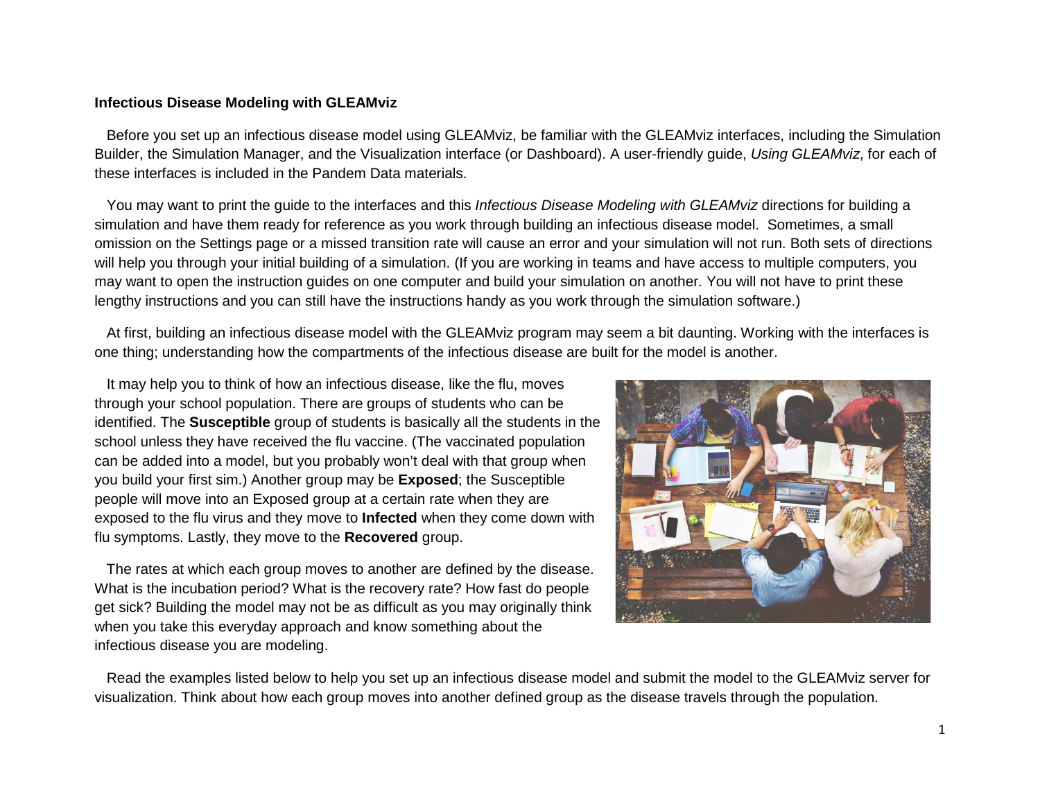**Infectious Disease Modeling with GLEAMviz**

Before you set up an infectious disease model using GLEAMviz, be familiar with the GLEAMviz interfaces, including the Simulation Builder, the Simulation Manager, and the Visualization interface (or Dashboard). A user-friendly guide, *Using GLEAMviz*, for each of these interfaces is included in the Pandem Data materials.

You may want to print the guide to the interfaces and this *Infectious Disease Modeling with GLEAMviz* directions for building a simulation and have them ready for reference as you work through building an infectious disease model. Sometimes, a small omission on the Settings page or a missed transition rate will cause an error and your simulation will not run. Both sets of directions will help you through your initial building of a simulation. (If you are working in teams and have access to multiple computers, you may want to open the instruction guides on one computer and build your simulation on another. You will not have to print these lengthy instructions and you can still have the instructions handy as you work through the simulation software.)

At first, building an infectious disease model with the GLEAMviz program may seem a bit daunting. Working with the interfaces is one thing; understanding how the compartments of the infectious disease are built for the model is another.

It may help you to think of how an infectious disease, like the flu, moves through your school population. There are groups of students who can be identified. The **Susceptible** group of students is basically all the students in the school unless they have received the flu vaccine. (The vaccinated population can be added into a model, but you probably won't deal with that group when you build your first sim.) Another group may be **Exposed**; the Susceptible people will move into an Exposed group at a certain rate when they are exposed to the flu virus and they move to **Infected** when they come down with flu symptoms. Lastly, they move to the **Recovered** group.

The rates at which each group moves to another are defined by the disease. What is the incubation period? What is the recovery rate? How fast do people get sick? Building the model may not be as difficult as you may originally think when you take this everyday approach and know something about the infectious disease you are modeling.

Read the examples listed below to help you set up an infectious disease model and submit the model to the GLEAMviz server for visualization. Think about how each group moves into another defined group as the disease travels through the population.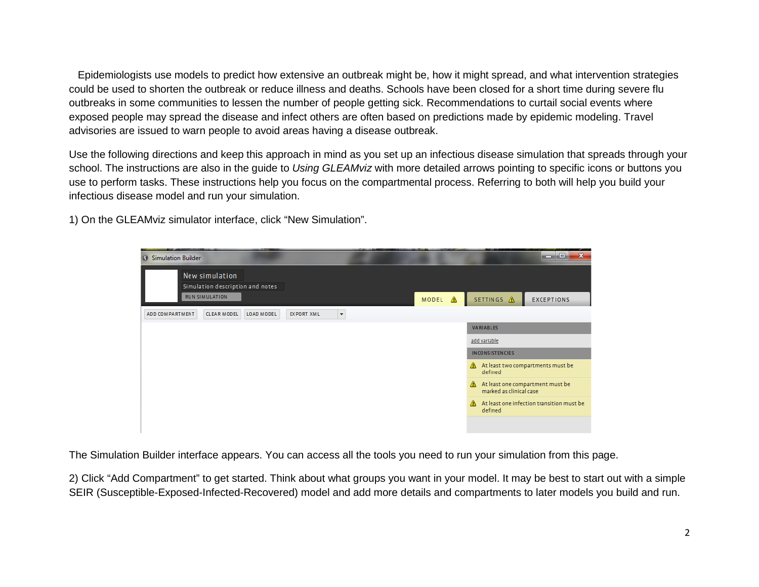Epidemiologists use models to predict how extensive an outbreak might be, how it might spread, and what intervention strategies could be used to shorten the outbreak or reduce illness and deaths. Schools have been closed for a short time during severe flu outbreaks in some communities to lessen the number of people getting sick. Recommendations to curtail social events where exposed people may spread the disease and infect others are often based on predictions made by epidemic modeling. Travel advisories are issued to warn people to avoid areas having a disease outbreak.

Use the following directions and keep this approach in mind as you set up an infectious disease simulation that spreads through your school. The instructions are also in the guide to *Using GLEAMviz* with more detailed arrows pointing to specific icons or buttons you use to perform tasks. These instructions help you focus on the compartmental process. Referring to both will help you build your infectious disease model and run your simulation.

1) On the GLEAMviz simulator interface, click “New Simulation”.

The Simulation Builder interface appears. You can access all the tools you need to run your simulation from this page.

2) Click “Add Compartment” to get started. Think about what groups you want in your model. It may be best to start out with a simple SEIR (Susceptible-Exposed-Infected-Recovered) model and add more details and compartments to later models you build and run.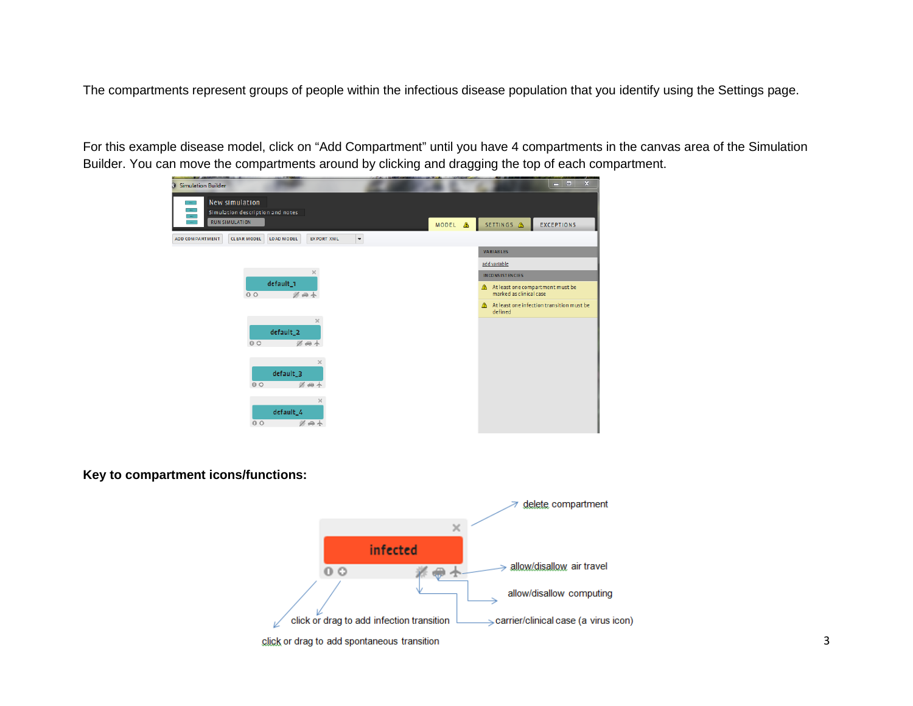The compartments represent groups of people within the infectious disease population that you identify using the Settings page.

For this example disease model, click on “Add Compartment” until you have 4 compartments in the canvas area of the Simulation Builder. You can move the compartments around by clicking and dragging the top of each compartment.

**Key to compartment icons/functions:**

delete compartment

allow/disallow air travel

allow/disallow computing

carrier/clinical case (a virus icon)

click or drag to add infection transition

click or drag to add spontaneous transition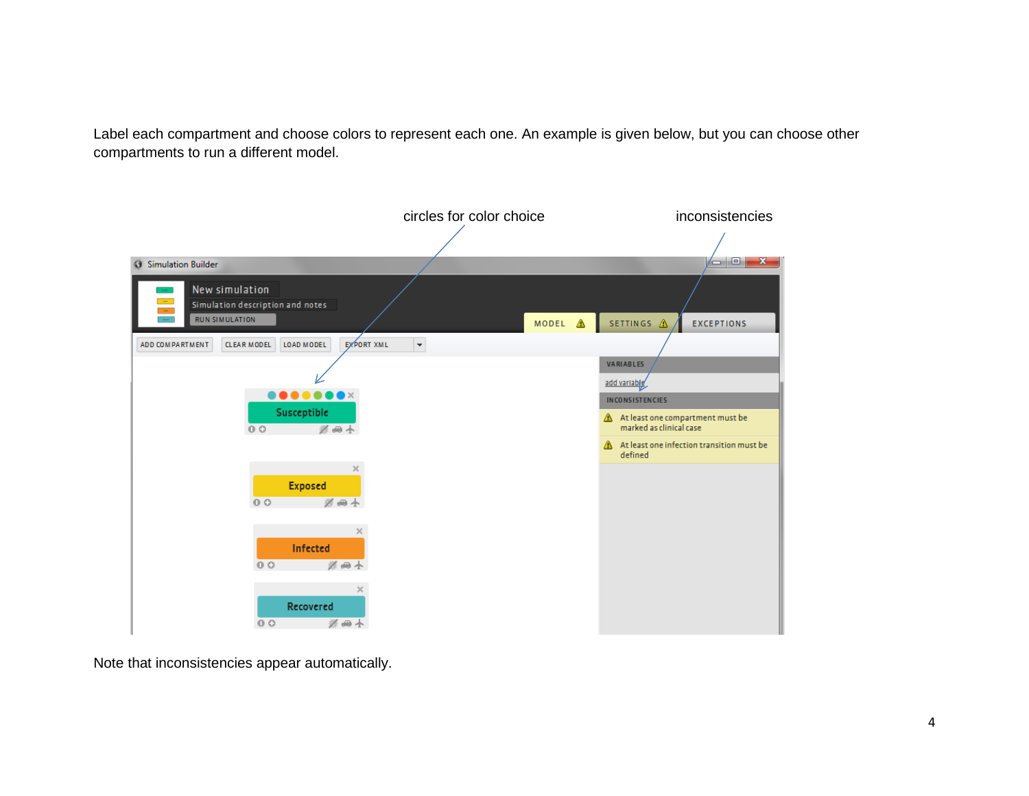Label each compartment and choose colors to represent each one. An example is given below, but you can choose other compartments to run a different model.

Note that inconsistencies appear automatically.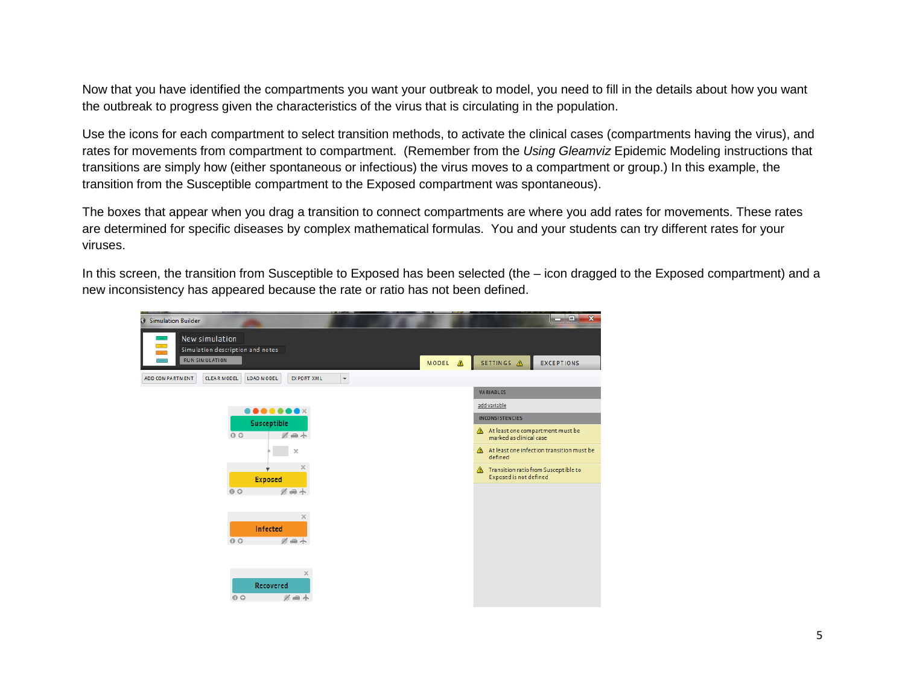Now that you have identified the compartments you want your outbreak to model, you need to fill in the details about how you want the outbreak to progress given the characteristics of the virus that is circulating in the population.

Use the icons for each compartment to select transition methods, to activate the clinical cases (compartments having the virus), and rates for movements from compartment to compartment. (Remember from the *Using Gleamviz* Epidemic Modeling instructions that transitions are simply how (either spontaneous or infectious) the virus moves to a compartment or group.) In this example, the transition from the Susceptible compartment to the Exposed compartment was spontaneous).

The boxes that appear when you drag a transition to connect compartments are where you add rates for movements. These rates are determined for specific diseases by complex mathematical formulas. You and your students can try different rates for your viruses.

In this screen, the transition from Susceptible to Exposed has been selected (the – icon dragged to the Exposed compartment) and a new inconsistency has appeared because the rate or ratio has not been defined.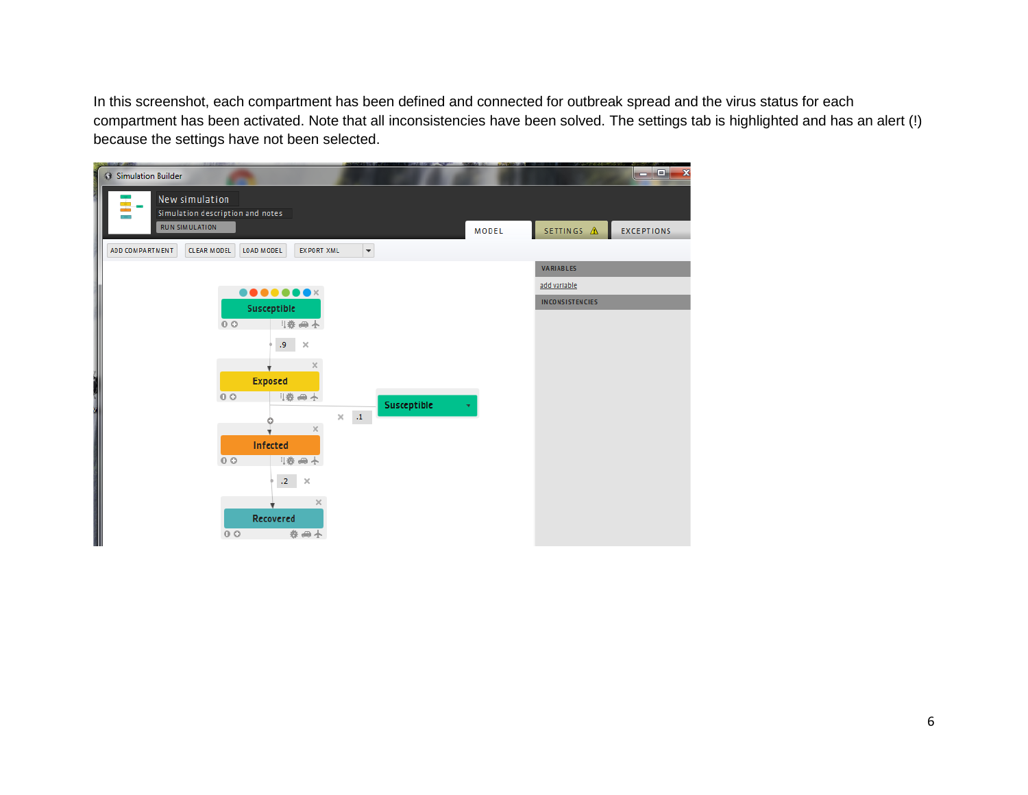In this screenshot, each compartment has been defined and connected for outbreak spread and the virus status for each compartment has been activated. Note that all inconsistencies have been solved. The settings tab is highlighted and has an alert (!) because the settings have not been selected.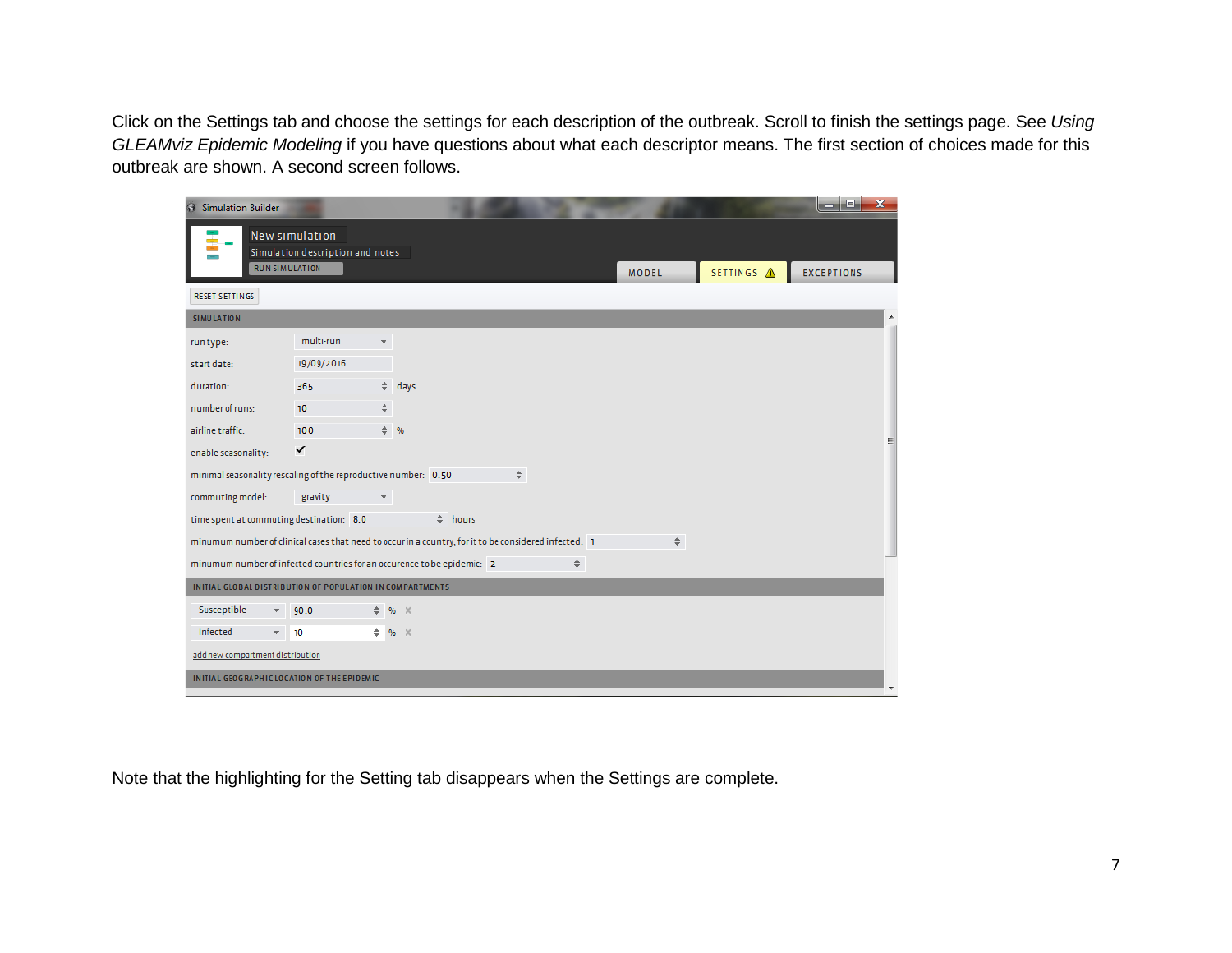Click on the Settings tab and choose the settings for each description of the outbreak. Scroll to finish the settings page. See *Using GLEAMviz Epidemic Modeling* if you have questions about what each descriptor means. The first section of choices made for this outbreak are shown. A second screen follows.

Note that the highlighting for the Setting tab disappears when the Settings are complete.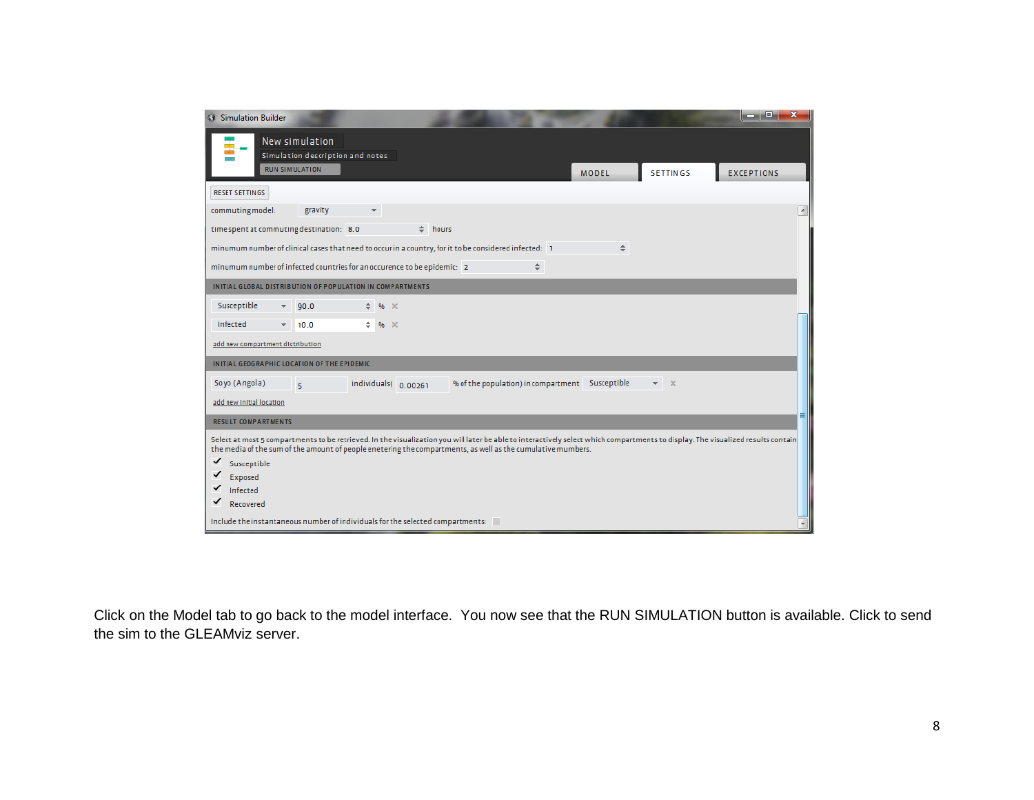Click on the Model tab to go back to the model interface. You now see that the RUN SIMULATION button is available. Click to send the sim to the GLEAMviz server.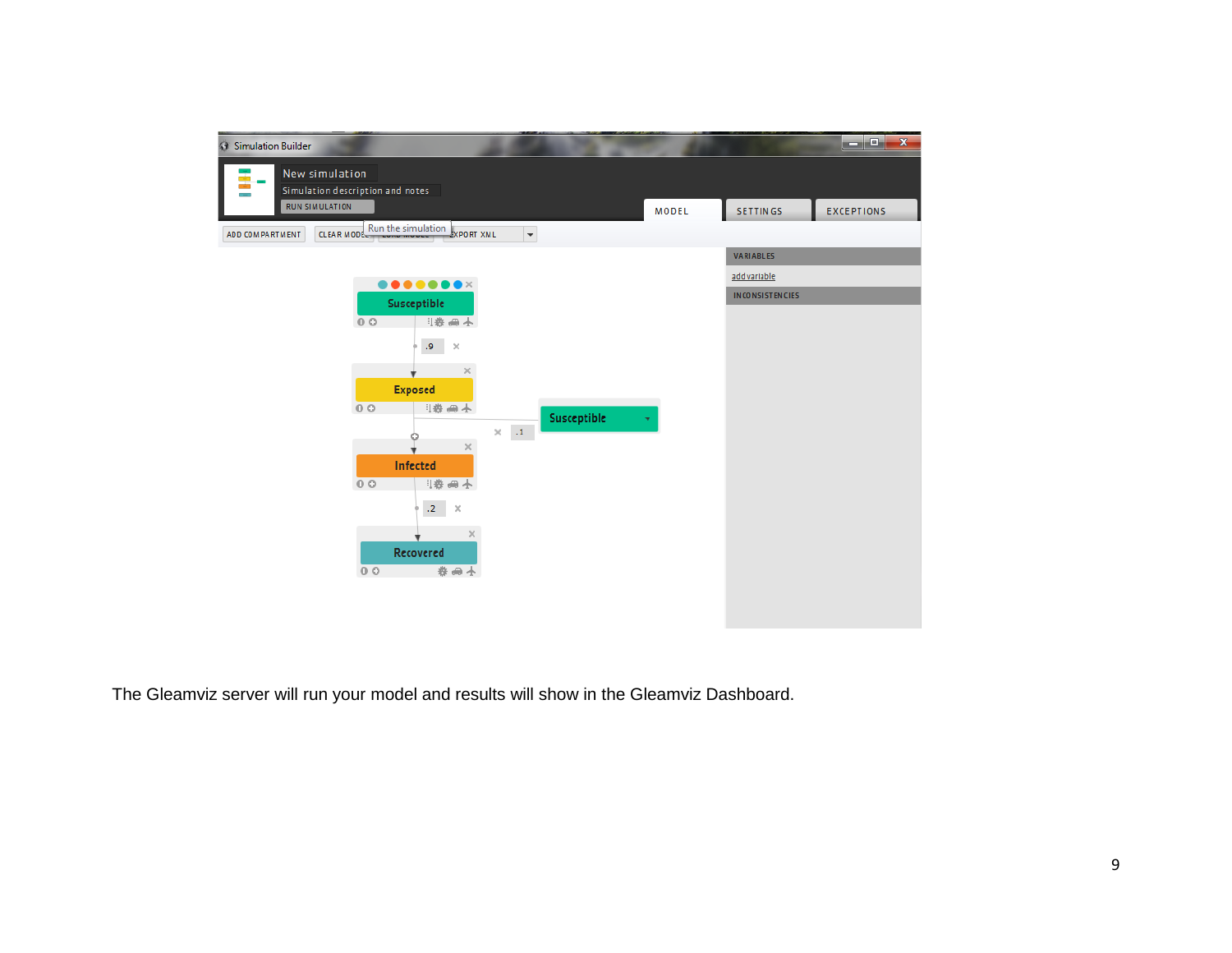The Gleamviz server will run your model and results will show in the Gleamviz Dashboard.